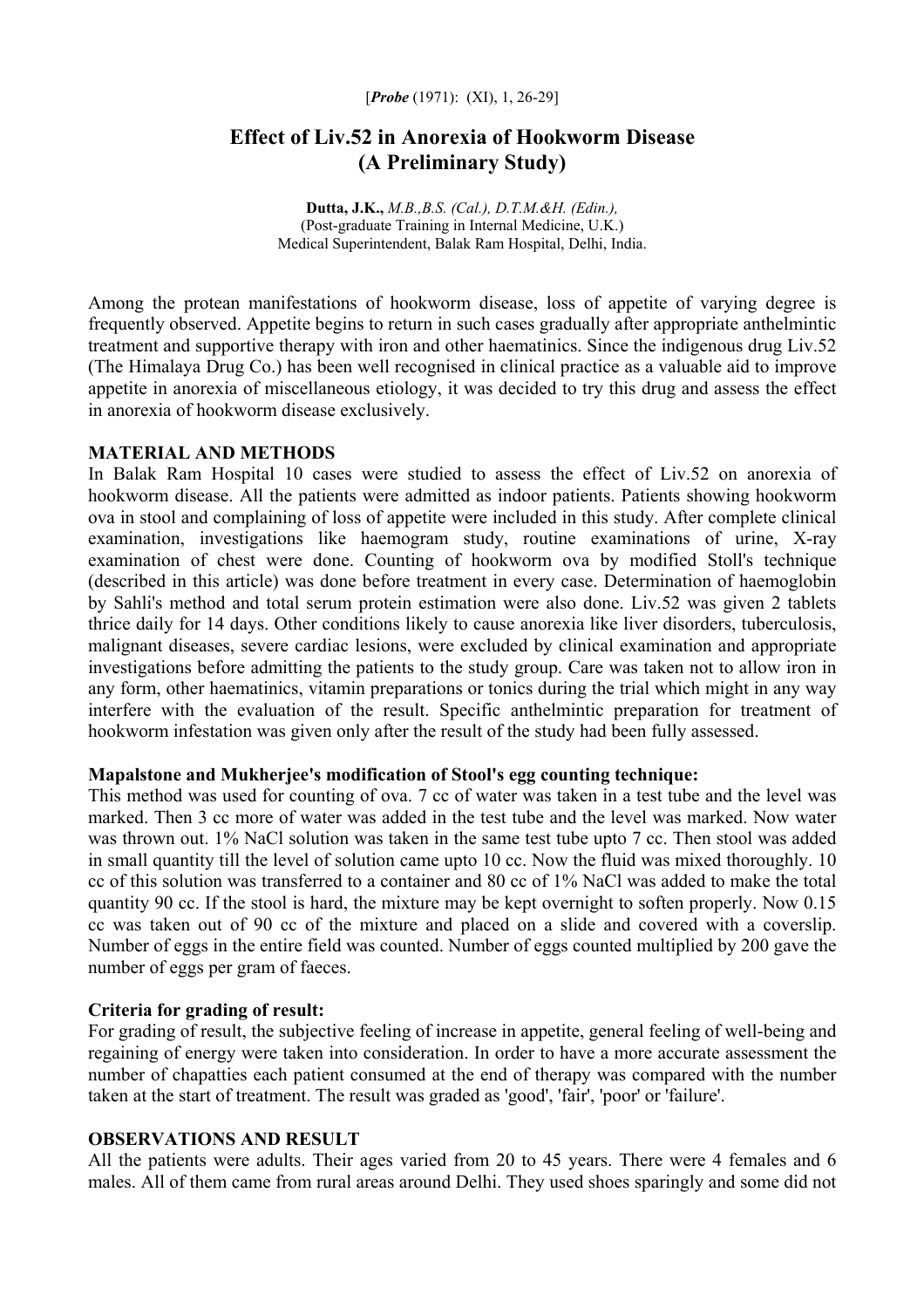[*Probe* (1971): (XI), 1, 26-29]

# Effect of Liv.52 in Anorexia of Hookworm Disease (A Preliminary Study)

**Dutta, J.K.,** *M.B.,B.S. (Cal.), D.T.M.&H. (Edin.),*
(Post-graduate Training in Internal Medicine, U.K.)
Medical Superintendent, Balak Ram Hospital, Delhi, India.

Among the protean manifestations of hookworm disease, loss of appetite of varying degree is frequently observed. Appetite begins to return in such cases gradually after appropriate anthelmintic treatment and supportive therapy with iron and other haematinics. Since the indigenous drug Liv.52 (The Himalaya Drug Co.) has been well recognised in clinical practice as a valuable aid to improve appetite in anorexia of miscellaneous etiology, it was decided to try this drug and assess the effect in anorexia of hookworm disease exclusively.

## MATERIAL AND METHODS

In Balak Ram Hospital 10 cases were studied to assess the effect of Liv.52 on anorexia of hookworm disease. All the patients were admitted as indoor patients. Patients showing hookworm ova in stool and complaining of loss of appetite were included in this study. After complete clinical examination, investigations like haemogram study, routine examinations of urine, X-ray examination of chest were done. Counting of hookworm ova by modified Stoll's technique (described in this article) was done before treatment in every case. Determination of haemoglobin by Sahli's method and total serum protein estimation were also done. Liv.52 was given 2 tablets thrice daily for 14 days. Other conditions likely to cause anorexia like liver disorders, tuberculosis, malignant diseases, severe cardiac lesions, were excluded by clinical examination and appropriate investigations before admitting the patients to the study group. Care was taken not to allow iron in any form, other haematinics, vitamin preparations or tonics during the trial which might in any way interfere with the evaluation of the result. Specific anthelmintic preparation for treatment of hookworm infestation was given only after the result of the study had been fully assessed.

### Mapalstone and Mukherjee's modification of Stool's egg counting technique:

This method was used for counting of ova. 7 cc of water was taken in a test tube and the level was marked. Then 3 cc more of water was added in the test tube and the level was marked. Now water was thrown out. 1% NaCl solution was taken in the same test tube upto 7 cc. Then stool was added in small quantity till the level of solution came upto 10 cc. Now the fluid was mixed thoroughly. 10 cc of this solution was transferred to a container and 80 cc of 1% NaCl was added to make the total quantity 90 cc. If the stool is hard, the mixture may be kept overnight to soften properly. Now 0.15 cc was taken out of 90 cc of the mixture and placed on a slide and covered with a coverslip. Number of eggs in the entire field was counted. Number of eggs counted multiplied by 200 gave the number of eggs per gram of faeces.

### Criteria for grading of result:

For grading of result, the subjective feeling of increase in appetite, general feeling of well-being and regaining of energy were taken into consideration. In order to have a more accurate assessment the number of chapatties each patient consumed at the end of therapy was compared with the number taken at the start of treatment. The result was graded as 'good', 'fair', 'poor' or 'failure'.

## OBSERVATIONS AND RESULT

All the patients were adults. Their ages varied from 20 to 45 years. There were 4 females and 6 males. All of them came from rural areas around Delhi. They used shoes sparingly and some did not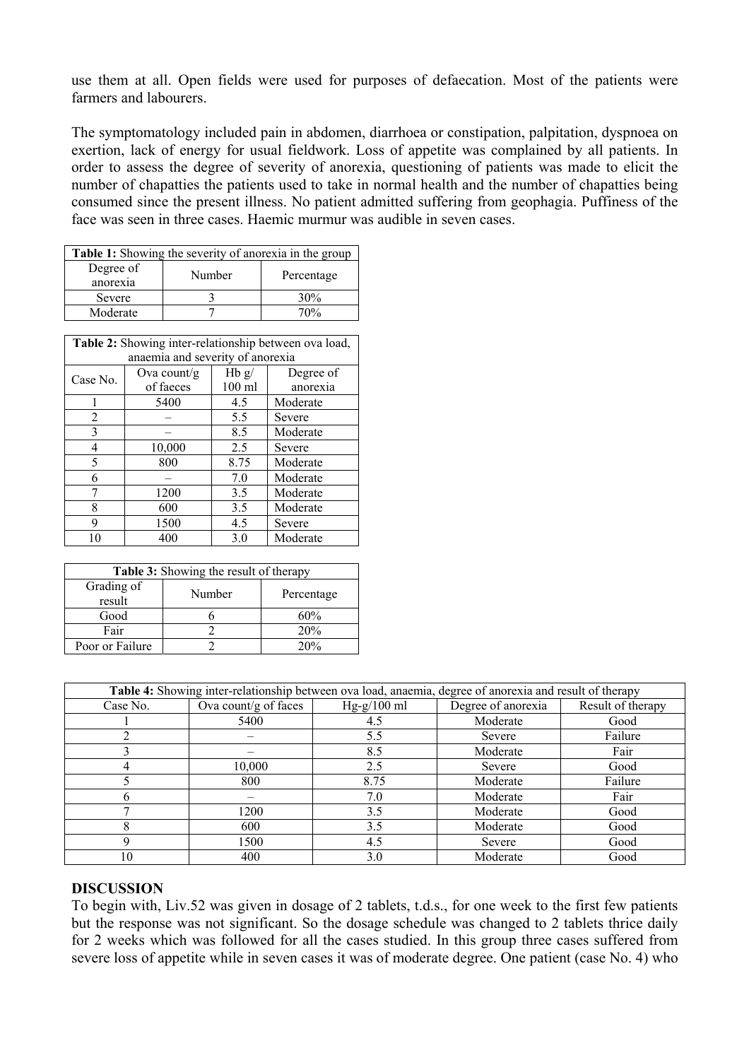use them at all. Open fields were used for purposes of defaecation. Most of the patients were farmers and labourers.

The symptomatology included pain in abdomen, diarrhoea or constipation, palpitation, dyspnoea on exertion, lack of energy for usual fieldwork. Loss of appetite was complained by all patients. In order to assess the degree of severity of anorexia, questioning of patients was made to elicit the number of chapatties the patients used to take in normal health and the number of chapatties being consumed since the present illness. No patient admitted suffering from geophagia. Puffiness of the face was seen in three cases. Haemic murmur was audible in seven cases.

**Table 1:** Showing the severity of anorexia in the group

| Degree of anorexia | Number | Percentage |
|---|---|---|
| Severe | 3 | 30% |
| Moderate | 7 | 70% |

**Table 2:** Showing inter-relationship between ova load, anaemia and severity of anorexia

| Case No. | Ova count/g of faeces | Hb g/ 100 ml | Degree of anorexia |
|---|---|---|---|
| 1 | 5400 | 4.5 | Moderate |
| 2 | – | 5.5 | Severe |
| 3 | – | 8.5 | Moderate |
| 4 | 10,000 | 2.5 | Severe |
| 5 | 800 | 8.75 | Moderate |
| 6 | – | 7.0 | Moderate |
| 7 | 1200 | 3.5 | Moderate |
| 8 | 600 | 3.5 | Moderate |
| 9 | 1500 | 4.5 | Severe |
| 10 | 400 | 3.0 | Moderate |

**Table 3:** Showing the result of therapy

| Grading of result | Number | Percentage |
|---|---|---|
| Good | 6 | 60% |
| Fair | 2 | 20% |
| Poor or Failure | 2 | 20% |

**Table 4:** Showing inter-relationship between ova load, anaemia, degree of anorexia and result of therapy

| Case No. | Ova count/g of faces | Hg-g/100 ml | Degree of anorexia | Result of therapy |
|---|---|---|---|---|
| 1 | 5400 | 4.5 | Moderate | Good |
| 2 | – | 5.5 | Severe | Failure |
| 3 | – | 8.5 | Moderate | Fair |
| 4 | 10,000 | 2.5 | Severe | Good |
| 5 | 800 | 8.75 | Moderate | Failure |
| 6 | – | 7.0 | Moderate | Fair |
| 7 | 1200 | 3.5 | Moderate | Good |
| 8 | 600 | 3.5 | Moderate | Good |
| 9 | 1500 | 4.5 | Severe | Good |
| 10 | 400 | 3.0 | Moderate | Good |

## DISCUSSION

To begin with, Liv.52 was given in dosage of 2 tablets, t.d.s., for one week to the first few patients but the response was not significant. So the dosage schedule was changed to 2 tablets thrice daily for 2 weeks which was followed for all the cases studied. In this group three cases suffered from severe loss of appetite while in seven cases it was of moderate degree. One patient (case No. 4) who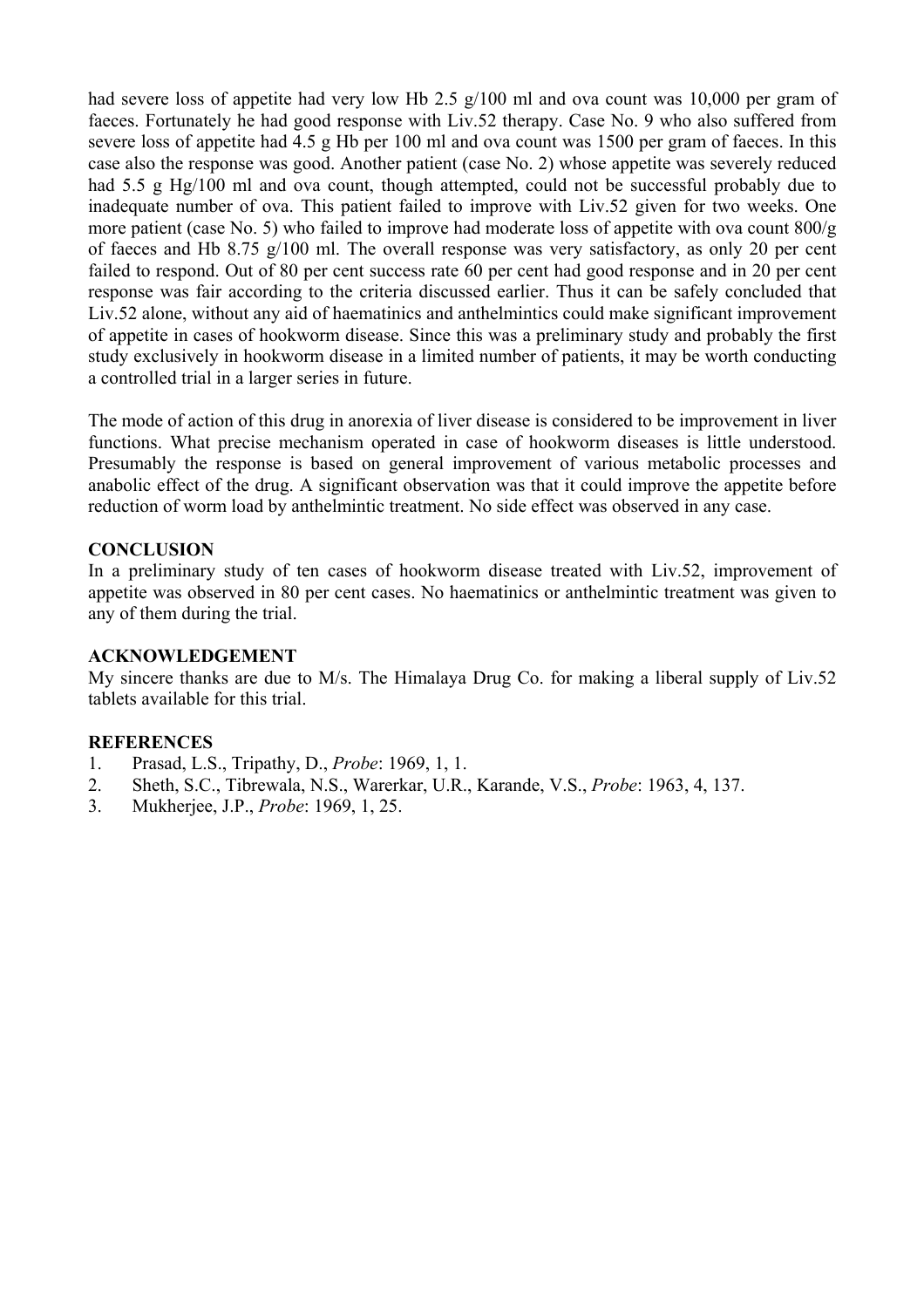had severe loss of appetite had very low Hb 2.5 g/100 ml and ova count was 10,000 per gram of faeces. Fortunately he had good response with Liv.52 therapy. Case No. 9 who also suffered from severe loss of appetite had 4.5 g Hb per 100 ml and ova count was 1500 per gram of faeces. In this case also the response was good. Another patient (case No. 2) whose appetite was severely reduced had 5.5 g Hg/100 ml and ova count, though attempted, could not be successful probably due to inadequate number of ova. This patient failed to improve with Liv.52 given for two weeks. One more patient (case No. 5) who failed to improve had moderate loss of appetite with ova count 800/g of faeces and Hb 8.75 g/100 ml. The overall response was very satisfactory, as only 20 per cent failed to respond. Out of 80 per cent success rate 60 per cent had good response and in 20 per cent response was fair according to the criteria discussed earlier. Thus it can be safely concluded that Liv.52 alone, without any aid of haematinics and anthelmintics could make significant improvement of appetite in cases of hookworm disease. Since this was a preliminary study and probably the first study exclusively in hookworm disease in a limited number of patients, it may be worth conducting a controlled trial in a larger series in future.

The mode of action of this drug in anorexia of liver disease is considered to be improvement in liver functions. What precise mechanism operated in case of hookworm diseases is little understood. Presumably the response is based on general improvement of various metabolic processes and anabolic effect of the drug. A significant observation was that it could improve the appetite before reduction of worm load by anthelmintic treatment. No side effect was observed in any case.

**CONCLUSION**

In a preliminary study of ten cases of hookworm disease treated with Liv.52, improvement of appetite was observed in 80 per cent cases. No haematinics or anthelmintic treatment was given to any of them during the trial.

**ACKNOWLEDGEMENT**

My sincere thanks are due to M/s. The Himalaya Drug Co. for making a liberal supply of Liv.52 tablets available for this trial.

**REFERENCES**

1. Prasad, L.S., Tripathy, D., *Probe*: 1969, 1, 1.
2. Sheth, S.C., Tibrewala, N.S., Warerkar, U.R., Karande, V.S., *Probe*: 1963, 4, 137.
3. Mukherjee, J.P., *Probe*: 1969, 1, 25.